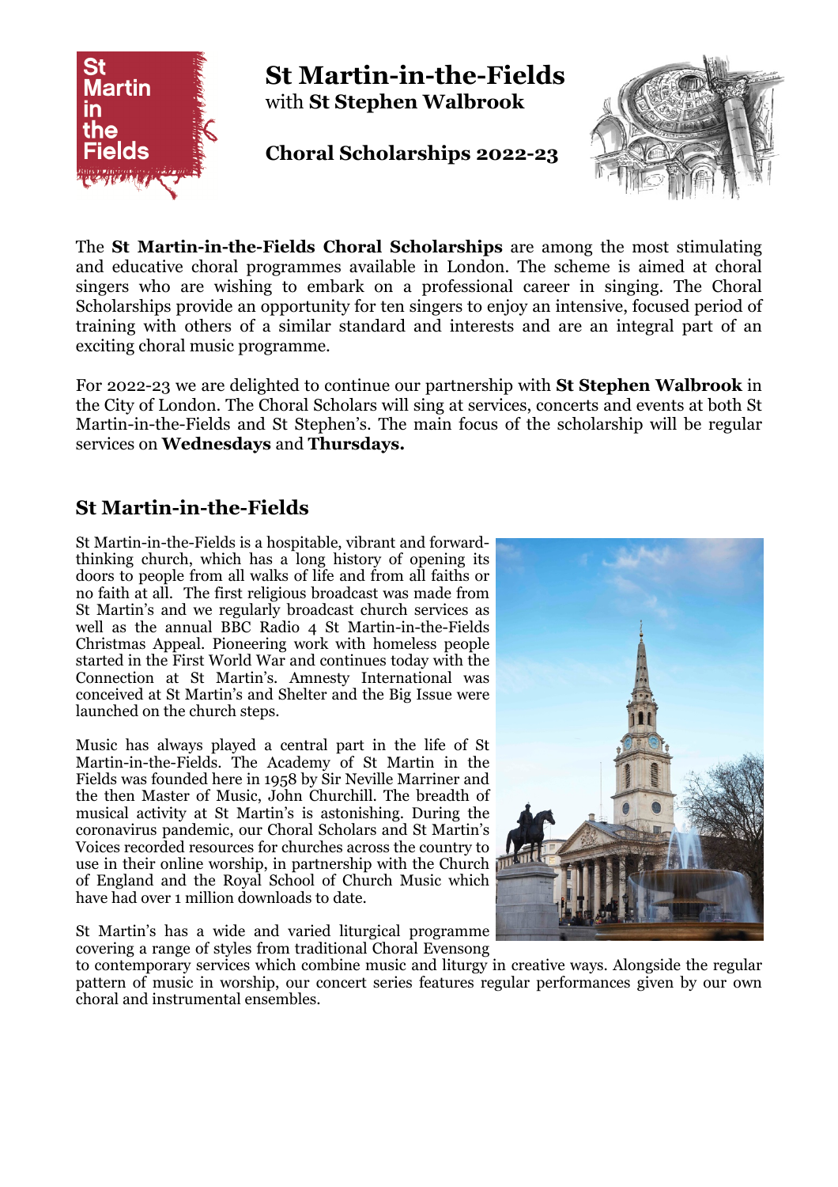# St Martin-in-the-Fields
with **St Stephen Walbrook**

**Choral Scholarships 2022-23**

The **St Martin-in-the-Fields Choral Scholarships** are among the most stimulating and educative choral programmes available in London. The scheme is aimed at choral singers who are wishing to embark on a professional career in singing. The Choral Scholarships provide an opportunity for ten singers to enjoy an intensive, focused period of training with others of a similar standard and interests and are an integral part of an exciting choral music programme.

For 2022-23 we are delighted to continue our partnership with **St Stephen Walbrook** in the City of London. The Choral Scholars will sing at services, concerts and events at both St Martin-in-the-Fields and St Stephen's. The main focus of the scholarship will be regular services on **Wednesdays** and **Thursdays.**

## St Martin-in-the-Fields

St Martin-in-the-Fields is a hospitable, vibrant and forward-thinking church, which has a long history of opening its doors to people from all walks of life and from all faiths or no faith at all. The first religious broadcast was made from St Martin's and we regularly broadcast church services as well as the annual BBC Radio 4 St Martin-in-the-Fields Christmas Appeal. Pioneering work with homeless people started in the First World War and continues today with the Connection at St Martin's. Amnesty International was conceived at St Martin's and Shelter and the Big Issue were launched on the church steps.

Music has always played a central part in the life of St Martin-in-the-Fields. The Academy of St Martin in the Fields was founded here in 1958 by Sir Neville Marriner and the then Master of Music, John Churchill. The breadth of musical activity at St Martin's is astonishing. During the coronavirus pandemic, our Choral Scholars and St Martin's Voices recorded resources for churches across the country to use in their online worship, in partnership with the Church of England and the Royal School of Church Music which have had over 1 million downloads to date.

St Martin's has a wide and varied liturgical programme covering a range of styles from traditional Choral Evensong to contemporary services which combine music and liturgy in creative ways. Alongside the regular pattern of music in worship, our concert series features regular performances given by our own choral and instrumental ensembles.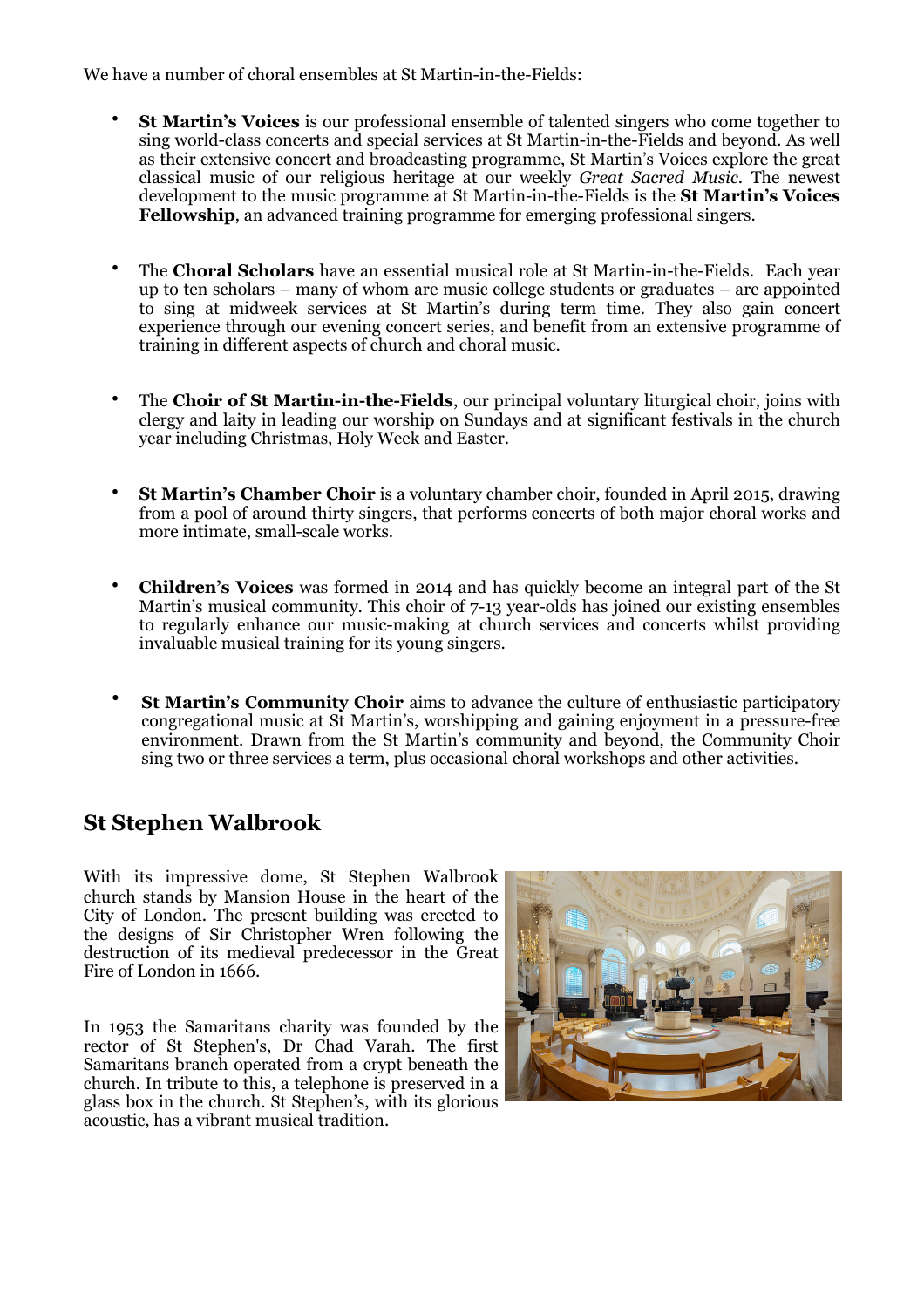We have a number of choral ensembles at St Martin-in-the-Fields:

- **St Martin's Voices** is our professional ensemble of talented singers who come together to sing world-class concerts and special services at St Martin-in-the-Fields and beyond. As well as their extensive concert and broadcasting programme, St Martin's Voices explore the great classical music of our religious heritage at our weekly *Great Sacred Music*. The newest development to the music programme at St Martin-in-the-Fields is the **St Martin's Voices Fellowship**, an advanced training programme for emerging professional singers.

- The **Choral Scholars** have an essential musical role at St Martin-in-the-Fields. Each year up to ten scholars – many of whom are music college students or graduates – are appointed to sing at midweek services at St Martin's during term time. They also gain concert experience through our evening concert series, and benefit from an extensive programme of training in different aspects of church and choral music.

- The **Choir of St Martin-in-the-Fields**, our principal voluntary liturgical choir, joins with clergy and laity in leading our worship on Sundays and at significant festivals in the church year including Christmas, Holy Week and Easter.

- **St Martin's Chamber Choir** is a voluntary chamber choir, founded in April 2015, drawing from a pool of around thirty singers, that performs concerts of both major choral works and more intimate, small-scale works.

- **Children's Voices** was formed in 2014 and has quickly become an integral part of the St Martin's musical community. This choir of 7-13 year-olds has joined our existing ensembles to regularly enhance our music-making at church services and concerts whilst providing invaluable musical training for its young singers.

- **St Martin's Community Choir** aims to advance the culture of enthusiastic participatory congregational music at St Martin's, worshipping and gaining enjoyment in a pressure-free environment. Drawn from the St Martin's community and beyond, the Community Choir sing two or three services a term, plus occasional choral workshops and other activities.

## St Stephen Walbrook

With its impressive dome, St Stephen Walbrook church stands by Mansion House in the heart of the City of London. The present building was erected to the designs of Sir Christopher Wren following the destruction of its medieval predecessor in the Great Fire of London in 1666.

In 1953 the Samaritans charity was founded by the rector of St Stephen's, Dr Chad Varah. The first Samaritans branch operated from a crypt beneath the church. In tribute to this, a telephone is preserved in a glass box in the church. St Stephen's, with its glorious acoustic, has a vibrant musical tradition.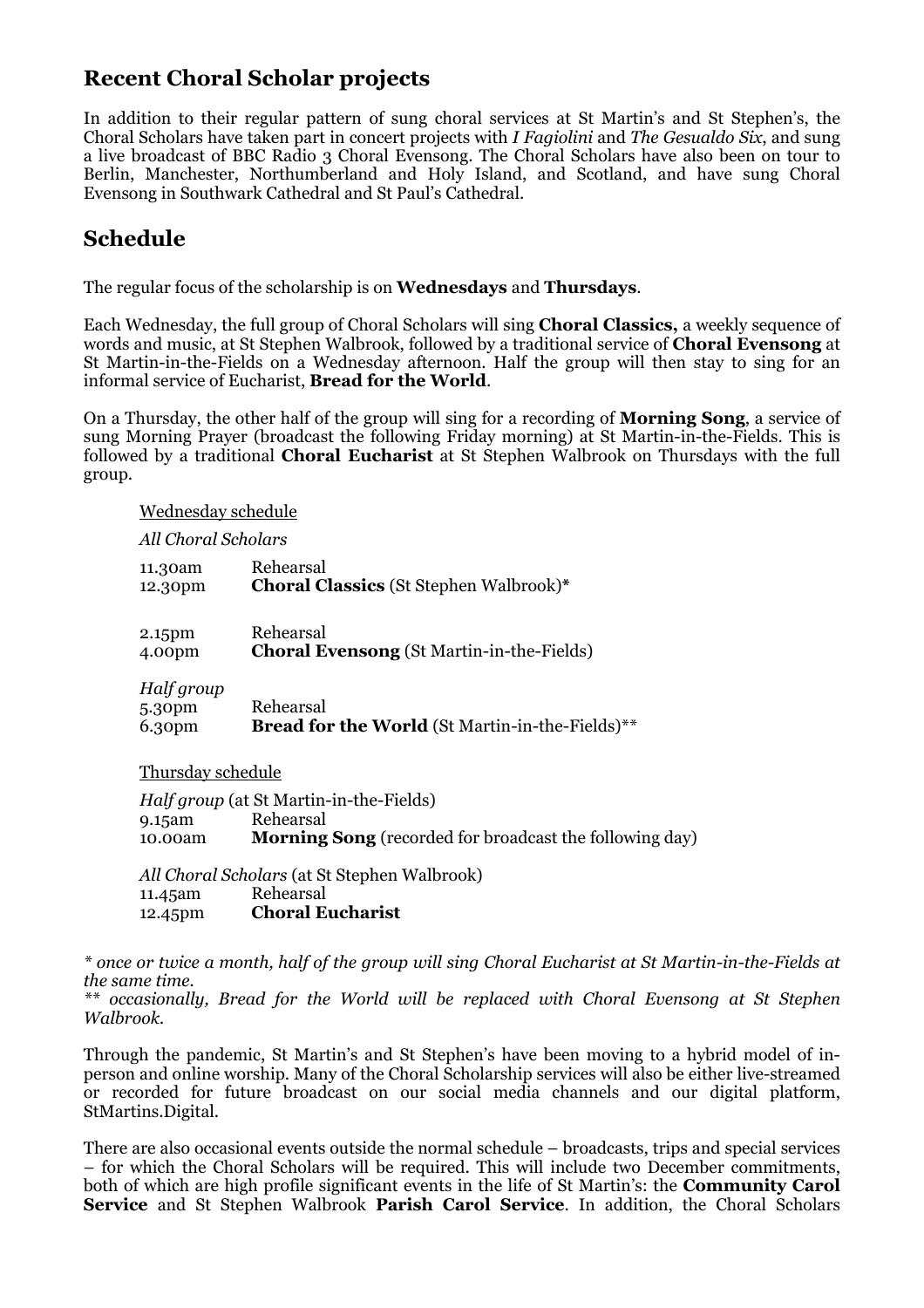## Recent Choral Scholar projects

In addition to their regular pattern of sung choral services at St Martin's and St Stephen's, the Choral Scholars have taken part in concert projects with *I Fagiolini* and *The Gesualdo Six*, and sung a live broadcast of BBC Radio 3 Choral Evensong. The Choral Scholars have also been on tour to Berlin, Manchester, Northumberland and Holy Island, and Scotland, and have sung Choral Evensong in Southwark Cathedral and St Paul's Cathedral.

## Schedule

The regular focus of the scholarship is on **Wednesdays** and **Thursdays**.

Each Wednesday, the full group of Choral Scholars will sing **Choral Classics,** a weekly sequence of words and music, at St Stephen Walbrook, followed by a traditional service of **Choral Evensong** at St Martin-in-the-Fields on a Wednesday afternoon. Half the group will then stay to sing for an informal service of Eucharist, **Bread for the World**.

On a Thursday, the other half of the group will sing for a recording of **Morning Song**, a service of sung Morning Prayer (broadcast the following Friday morning) at St Martin-in-the-Fields. This is followed by a traditional **Choral Eucharist** at St Stephen Walbrook on Thursdays with the full group.

<u>Wednesday schedule</u>

*All Choral Scholars*

11.30am Rehearsal
12.30pm **Choral Classics** (St Stephen Walbrook)*

2.15pm Rehearsal
4.00pm **Choral Evensong** (St Martin-in-the-Fields)

*Half group*
5.30pm Rehearsal
6.30pm **Bread for the World** (St Martin-in-the-Fields)**

<u>Thursday schedule</u>

*Half group* (at St Martin-in-the-Fields)
9.15am Rehearsal
10.00am **Morning Song** (recorded for broadcast the following day)

*All Choral Scholars* (at St Stephen Walbrook)
11.45am Rehearsal
12.45pm **Choral Eucharist**

*\* once or twice a month, half of the group will sing Choral Eucharist at St Martin-in-the-Fields at the same time.*
*\*\* occasionally, Bread for the World will be replaced with Choral Evensong at St Stephen Walbrook.*

Through the pandemic, St Martin's and St Stephen's have been moving to a hybrid model of in-person and online worship. Many of the Choral Scholarship services will also be either live-streamed or recorded for future broadcast on our social media channels and our digital platform, StMartins.Digital.

There are also occasional events outside the normal schedule – broadcasts, trips and special services – for which the Choral Scholars will be required. This will include two December commitments, both of which are high profile significant events in the life of St Martin's: the **Community Carol Service** and St Stephen Walbrook **Parish Carol Service**. In addition, the Choral Scholars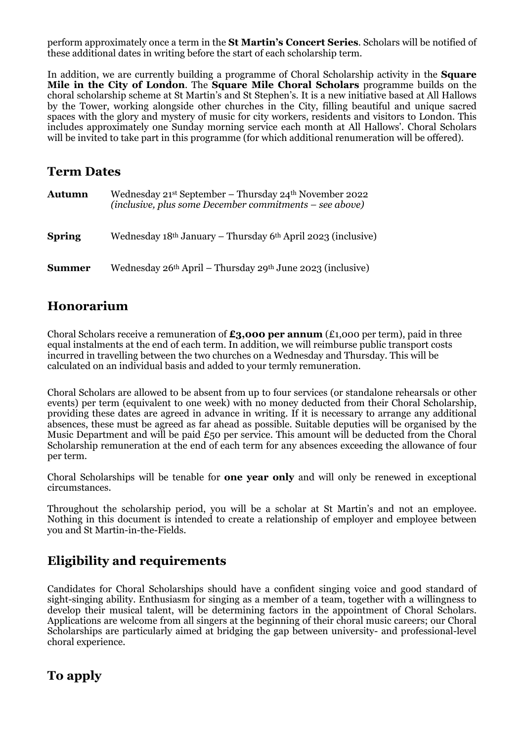perform approximately once a term in the **St Martin's Concert Series**. Scholars will be notified of these additional dates in writing before the start of each scholarship term.

In addition, we are currently building a programme of Choral Scholarship activity in the **Square Mile in the City of London**. The **Square Mile Choral Scholars** programme builds on the choral scholarship scheme at St Martin's and St Stephen's. It is a new initiative based at All Hallows by the Tower, working alongside other churches in the City, filling beautiful and unique sacred spaces with the glory and mystery of music for city workers, residents and visitors to London. This includes approximately one Sunday morning service each month at All Hallows'. Choral Scholars will be invited to take part in this programme (for which additional renumeration will be offered).

## Term Dates

| | |
|---|---|
| **Autumn** | Wednesday 21st September – Thursday 24th November 2022 *(inclusive, plus some December commitments – see above)* |
| **Spring** | Wednesday 18th January – Thursday 6th April 2023 (inclusive) |
| **Summer** | Wednesday 26th April – Thursday 29th June 2023 (inclusive) |

## Honorarium

Choral Scholars receive a remuneration of **£3,000 per annum** (£1,000 per term), paid in three equal instalments at the end of each term. In addition, we will reimburse public transport costs incurred in travelling between the two churches on a Wednesday and Thursday. This will be calculated on an individual basis and added to your termly remuneration.

Choral Scholars are allowed to be absent from up to four services (or standalone rehearsals or other events) per term (equivalent to one week) with no money deducted from their Choral Scholarship, providing these dates are agreed in advance in writing. If it is necessary to arrange any additional absences, these must be agreed as far ahead as possible. Suitable deputies will be organised by the Music Department and will be paid £50 per service. This amount will be deducted from the Choral Scholarship remuneration at the end of each term for any absences exceeding the allowance of four per term.

Choral Scholarships will be tenable for **one year only** and will only be renewed in exceptional circumstances.

Throughout the scholarship period, you will be a scholar at St Martin's and not an employee. Nothing in this document is intended to create a relationship of employer and employee between you and St Martin-in-the-Fields.

## Eligibility and requirements

Candidates for Choral Scholarships should have a confident singing voice and good standard of sight-singing ability. Enthusiasm for singing as a member of a team, together with a willingness to develop their musical talent, will be determining factors in the appointment of Choral Scholars. Applications are welcome from all singers at the beginning of their choral music careers; our Choral Scholarships are particularly aimed at bridging the gap between university- and professional-level choral experience.

## To apply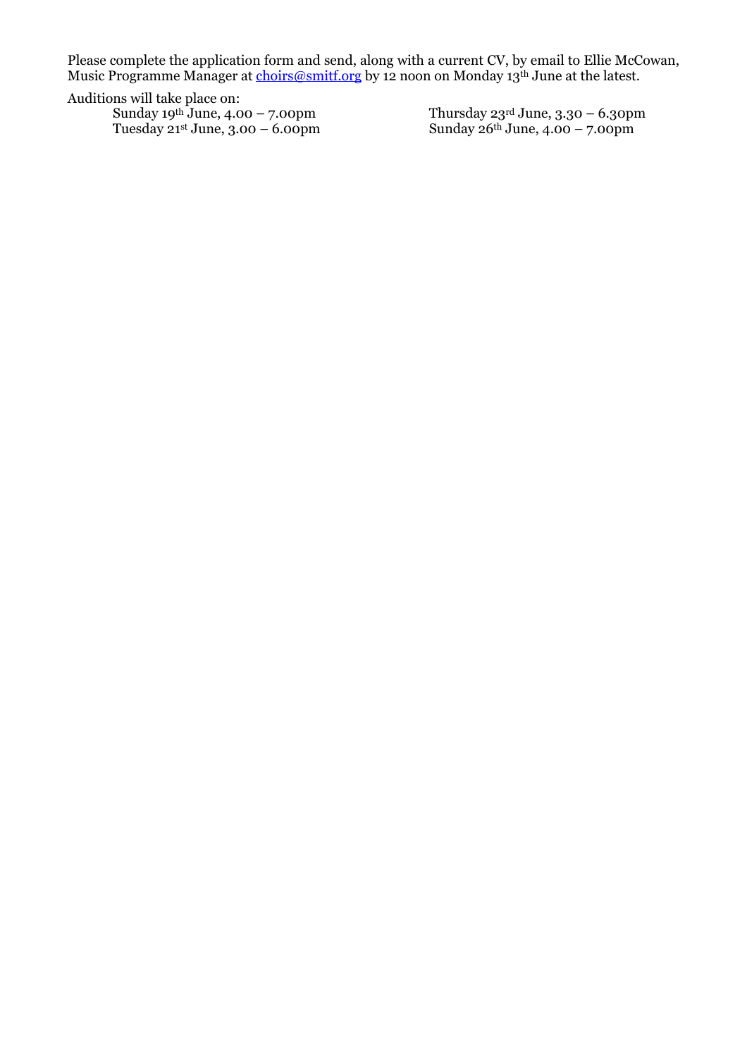Please complete the application form and send, along with a current CV, by email to Ellie McCowan, Music Programme Manager at choirs@smitf.org by 12 noon on Monday 13th June at the latest.

Auditions will take place on:

- Sunday 19th June, 4.00 – 7.00pm
- Tuesday 21st June, 3.00 – 6.00pm
- Thursday 23rd June, 3.30 – 6.30pm
- Sunday 26th June, 4.00 – 7.00pm